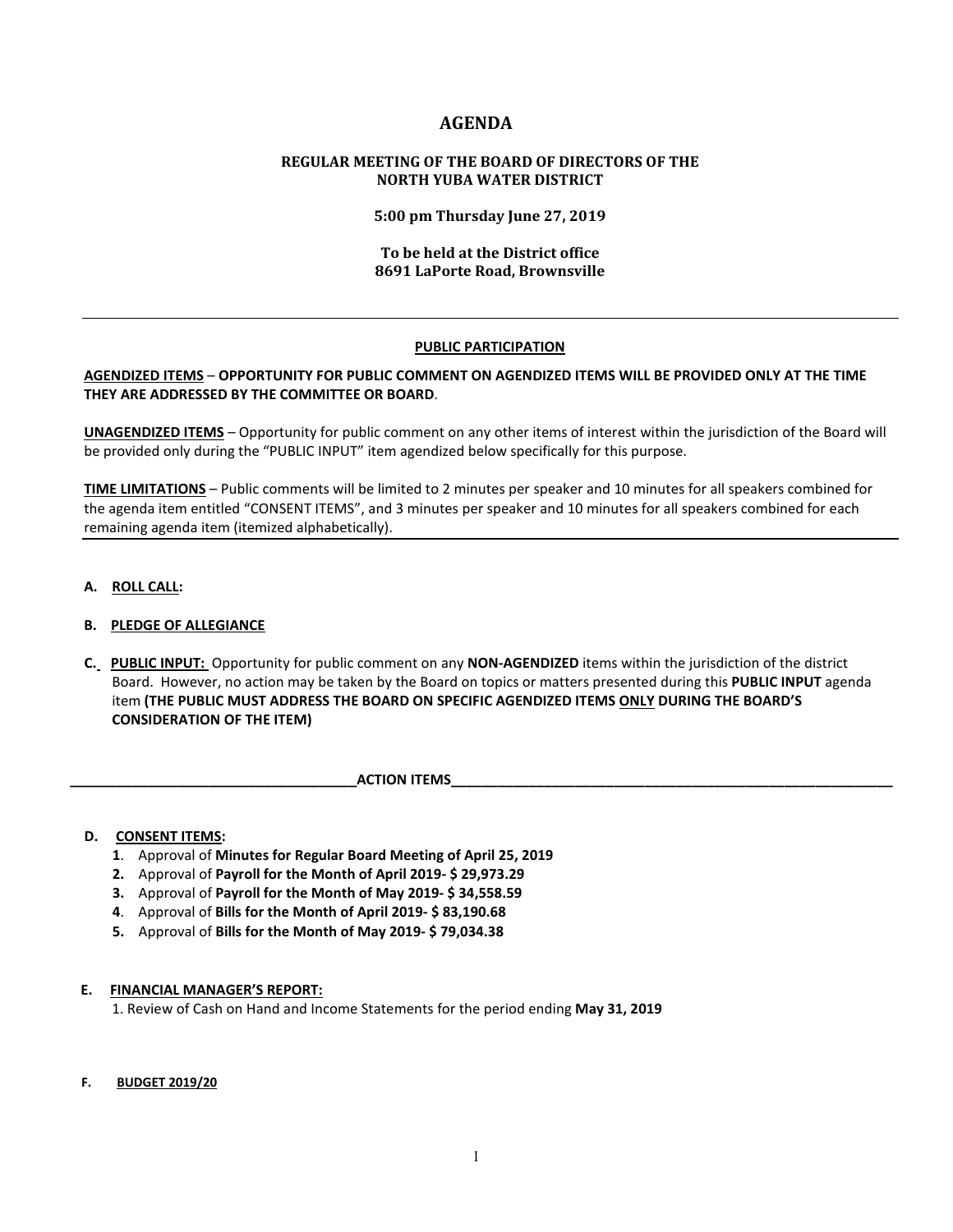# AGENDA

## REGULAR MEETING OF THE BOARD OF DIRECTORS OF THE NORTH YUBA WATER DISTRICT

**5:00 pm Thursday June 27, 2019**

**To be held at the District office**
**8691 LaPorte Road, Brownsville**

---

## PUBLIC PARTICIPATION

**AGENDIZED ITEMS** – **OPPORTUNITY FOR PUBLIC COMMENT ON AGENDIZED ITEMS WILL BE PROVIDED ONLY AT THE TIME THEY ARE ADDRESSED BY THE COMMITTEE OR BOARD**.

**UNAGENDIZED ITEMS** – Opportunity for public comment on any other items of interest within the jurisdiction of the Board will be provided only during the "PUBLIC INPUT" item agendized below specifically for this purpose.

**TIME LIMITATIONS** – Public comments will be limited to 2 minutes per speaker and 10 minutes for all speakers combined for the agenda item entitled "CONSENT ITEMS", and 3 minutes per speaker and 10 minutes for all speakers combined for each remaining agenda item (itemized alphabetically).

---

**A. ROLL CALL:**

**B. PLEDGE OF ALLEGIANCE**

**C. PUBLIC INPUT:** Opportunity for public comment on any **NON-AGENDIZED** items within the jurisdiction of the district Board. However, no action may be taken by the Board on topics or matters presented during this **PUBLIC INPUT** agenda item **(THE PUBLIC MUST ADDRESS THE BOARD ON SPECIFIC AGENDIZED ITEMS ONLY DURING THE BOARD'S CONSIDERATION OF THE ITEM)**

## ACTION ITEMS

**D. CONSENT ITEMS:**

1. Approval of **Minutes for Regular Board Meeting of April 25, 2019**
2. Approval of **Payroll for the Month of April 2019- $ 29,973.29**
3. Approval of **Payroll for the Month of May 2019- $ 34,558.59**
4. Approval of **Bills for the Month of April 2019- $ 83,190.68**
5. Approval of **Bills for the Month of May 2019- $ 79,034.38**

**E. FINANCIAL MANAGER'S REPORT:**

1. Review of Cash on Hand and Income Statements for the period ending **May 31, 2019**

**F. BUDGET 2019/20**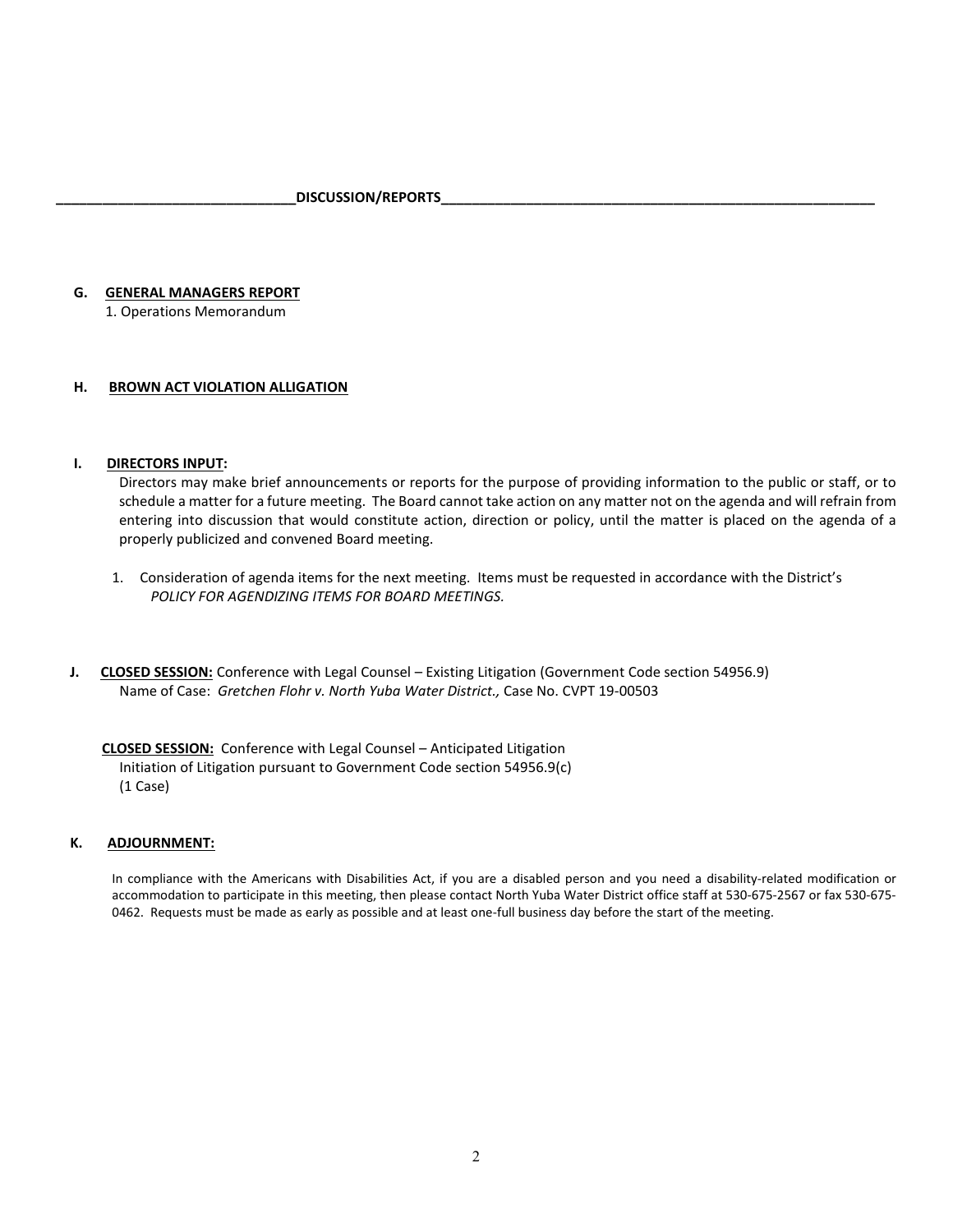**DISCUSSION/REPORTS**

**G. GENERAL MANAGERS REPORT**

1. Operations Memorandum

**H. BROWN ACT VIOLATION ALLIGATION**

**I. DIRECTORS INPUT:**

Directors may make brief announcements or reports for the purpose of providing information to the public or staff, or to schedule a matter for a future meeting. The Board cannot take action on any matter not on the agenda and will refrain from entering into discussion that would constitute action, direction or policy, until the matter is placed on the agenda of a properly publicized and convened Board meeting.

1. Consideration of agenda items for the next meeting. Items must be requested in accordance with the District's *POLICY FOR AGENDIZING ITEMS FOR BOARD MEETINGS.*

**J. CLOSED SESSION:** Conference with Legal Counsel – Existing Litigation (Government Code section 54956.9)
Name of Case: *Gretchen Flohr v. North Yuba Water District.,* Case No. CVPT 19-00503

**CLOSED SESSION:** Conference with Legal Counsel – Anticipated Litigation
Initiation of Litigation pursuant to Government Code section 54956.9(c)
(1 Case)

**K. ADJOURNMENT:**

In compliance with the Americans with Disabilities Act, if you are a disabled person and you need a disability-related modification or accommodation to participate in this meeting, then please contact North Yuba Water District office staff at 530-675-2567 or fax 530-675-0462. Requests must be made as early as possible and at least one-full business day before the start of the meeting.